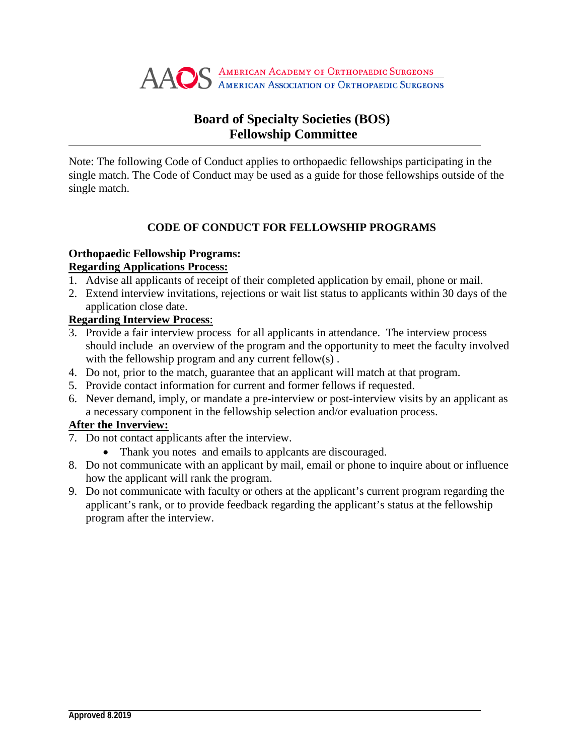AAOS American Academy of Orthopaedic Surgeons
American Association of Orthopaedic Surgeons

# Board of Specialty Societies (BOS)
# Fellowship Committee

Note: The following Code of Conduct applies to orthopaedic fellowships participating in the single match. The Code of Conduct may be used as a guide for those fellowships outside of the single match.

## CODE OF CONDUCT FOR FELLOWSHIP PROGRAMS

**Orthopaedic Fellowship Programs:**

**<u>Regarding Applications Process:</u>**

1. Advise all applicants of receipt of their completed application by email, phone or mail.
2. Extend interview invitations, rejections or wait list status to applicants within 30 days of the application close date.

**<u>Regarding Interview Process</u>**:

3. Provide a fair interview process for all applicants in attendance. The interview process should include an overview of the program and the opportunity to meet the faculty involved with the fellowship program and any current fellow(s) .
4. Do not, prior to the match, guarantee that an applicant will match at that program.
5. Provide contact information for current and former fellows if requested.
6. Never demand, imply, or mandate a pre-interview or post-interview visits by an applicant as a necessary component in the fellowship selection and/or evaluation process.

**<u>After the Inverview:</u>**

7. Do not contact applicants after the interview.
   - Thank you notes and emails to applcants are discouraged.
8. Do not communicate with an applicant by mail, email or phone to inquire about or influence how the applicant will rank the program.
9. Do not communicate with faculty or others at the applicant's current program regarding the applicant's rank, or to provide feedback regarding the applicant's status at the fellowship program after the interview.

**Approved 8.2019**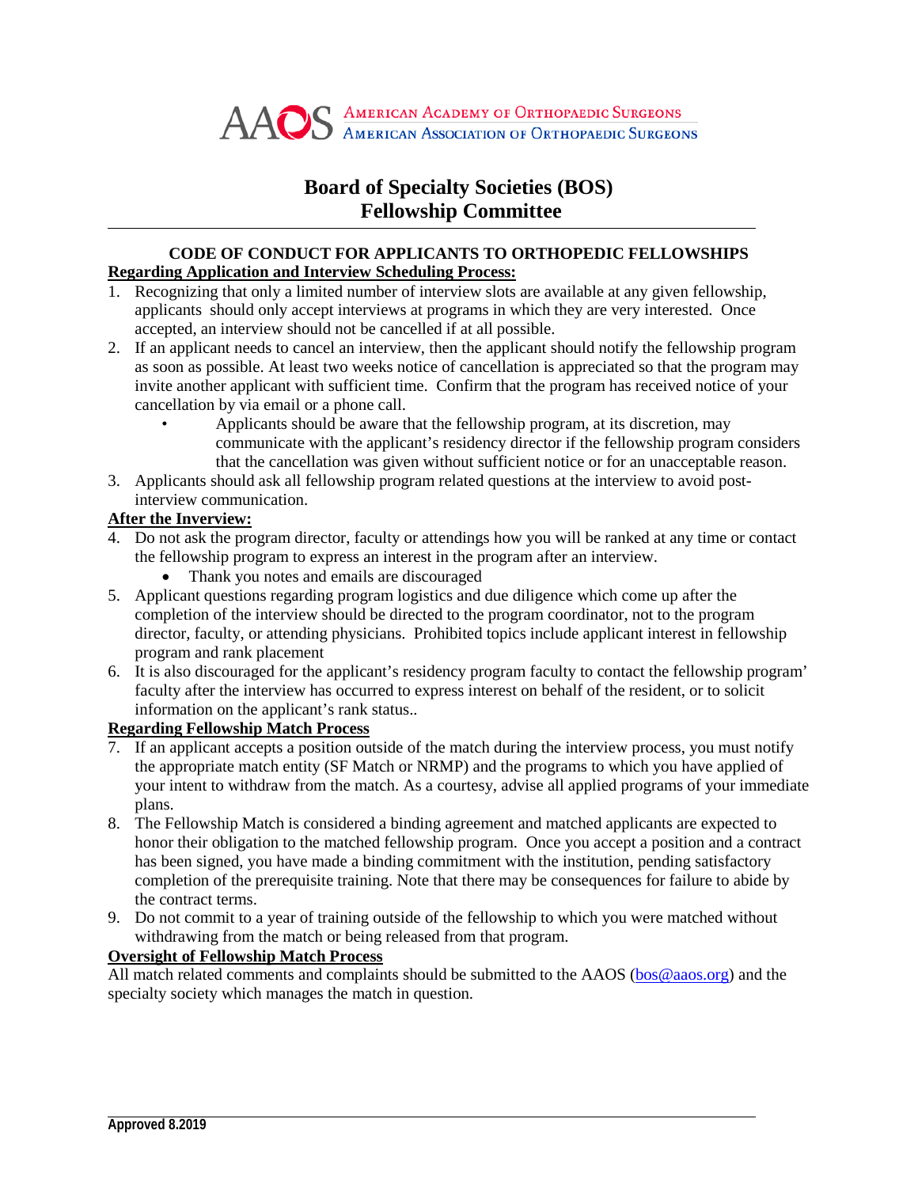AMERICAN ACADEMY OF ORTHOPAEDIC SURGEONS
AMERICAN ASSOCIATION OF ORTHOPAEDIC SURGEONS

# Board of Specialty Societies (BOS) Fellowship Committee

## CODE OF CONDUCT FOR APPLICANTS TO ORTHOPEDIC FELLOWSHIPS

**Regarding Application and Interview Scheduling Process:**

1. Recognizing that only a limited number of interview slots are available at any given fellowship, applicants should only accept interviews at programs in which they are very interested. Once accepted, an interview should not be cancelled if at all possible.
2. If an applicant needs to cancel an interview, then the applicant should notify the fellowship program as soon as possible. At least two weeks notice of cancellation is appreciated so that the program may invite another applicant with sufficient time. Confirm that the program has received notice of your cancellation by via email or a phone call.
   - Applicants should be aware that the fellowship program, at its discretion, may communicate with the applicant's residency director if the fellowship program considers that the cancellation was given without sufficient notice or for an unacceptable reason.
3. Applicants should ask all fellowship program related questions at the interview to avoid post-interview communication.

**After the Inverview:**

4. Do not ask the program director, faculty or attendings how you will be ranked at any time or contact the fellowship program to express an interest in the program after an interview.
   - Thank you notes and emails are discouraged
5. Applicant questions regarding program logistics and due diligence which come up after the completion of the interview should be directed to the program coordinator, not to the program director, faculty, or attending physicians. Prohibited topics include applicant interest in fellowship program and rank placement
6. It is also discouraged for the applicant's residency program faculty to contact the fellowship program' faculty after the interview has occurred to express interest on behalf of the resident, or to solicit information on the applicant's rank status..

**Regarding Fellowship Match Process**

7. If an applicant accepts a position outside of the match during the interview process, you must notify the appropriate match entity (SF Match or NRMP) and the programs to which you have applied of your intent to withdraw from the match. As a courtesy, advise all applied programs of your immediate plans.
8. The Fellowship Match is considered a binding agreement and matched applicants are expected to honor their obligation to the matched fellowship program. Once you accept a position and a contract has been signed, you have made a binding commitment with the institution, pending satisfactory completion of the prerequisite training. Note that there may be consequences for failure to abide by the contract terms.
9. Do not commit to a year of training outside of the fellowship to which you were matched without withdrawing from the match or being released from that program.

**Oversight of Fellowship Match Process**

All match related comments and complaints should be submitted to the AAOS (bos@aaos.org) and the specialty society which manages the match in question.

**Approved 8.2019**